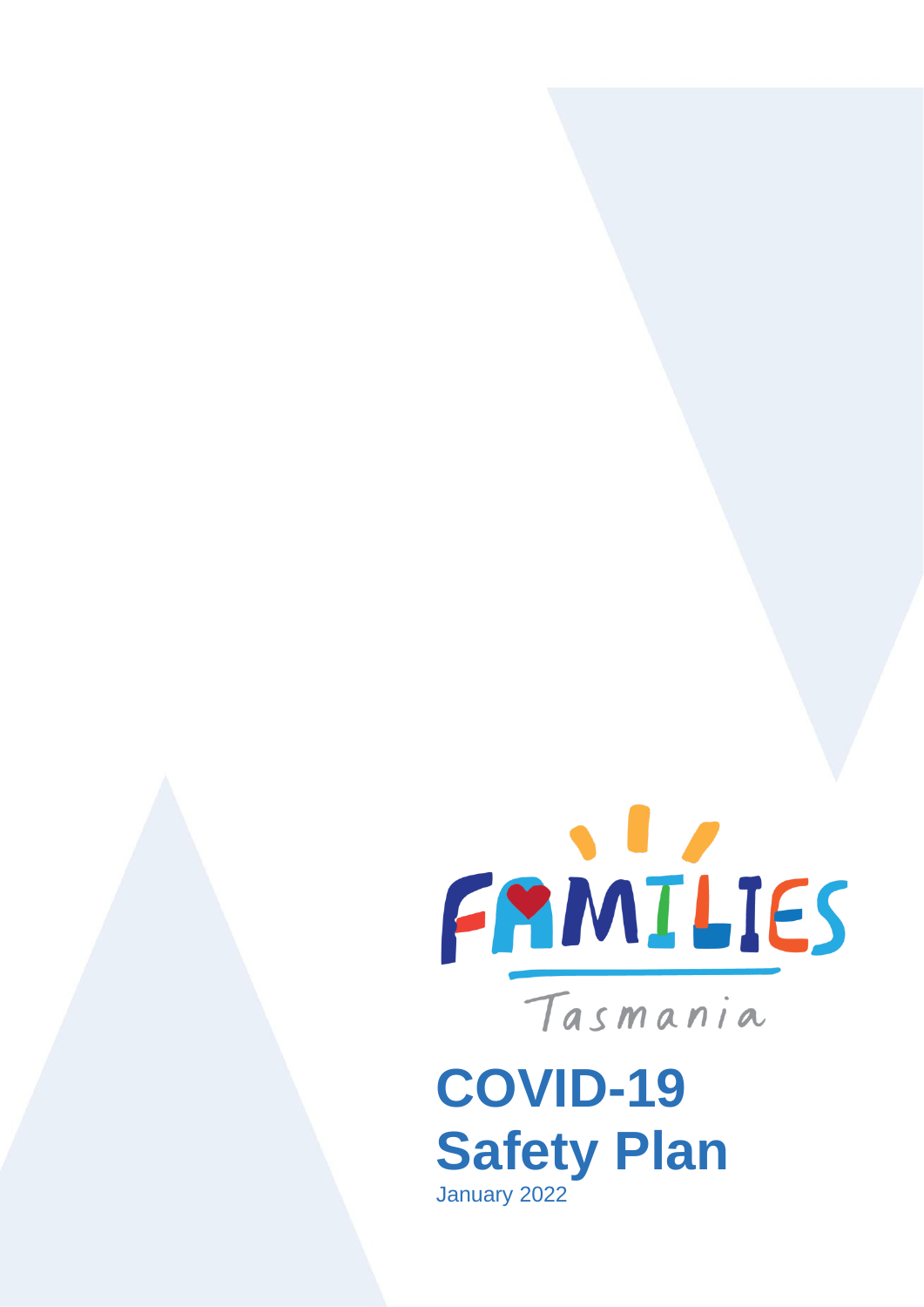FAMILIES

Tasmania

# COVID-19 Safety Plan

January 2022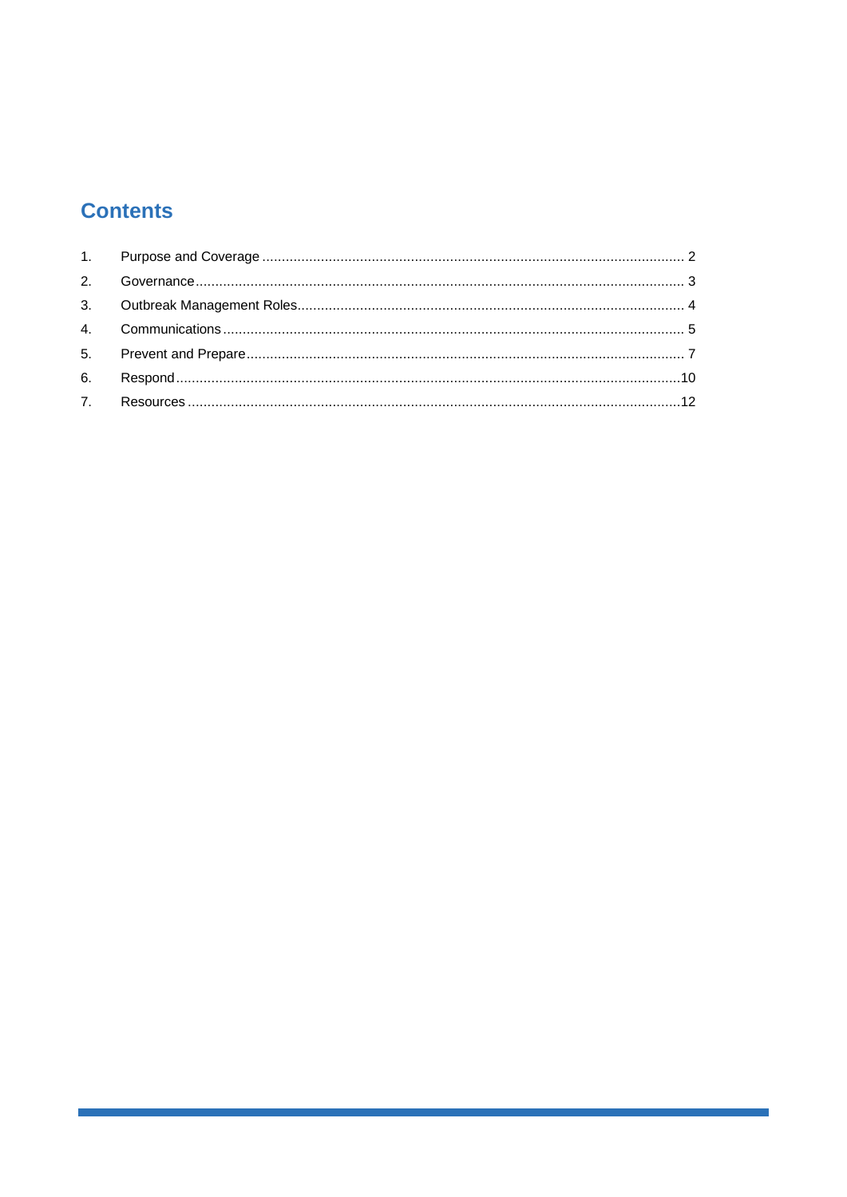# Contents

1. Purpose and Coverage ........................................................................................................... 2
2. Governance ............................................................................................................................ 3
3. Outbreak Management Roles .................................................................................................. 4
4. Communications ...................................................................................................................... 5
5. Prevent and Prepare ............................................................................................................... 7
6. Respond ................................................................................................................................ 10
7. Resources ............................................................................................................................. 12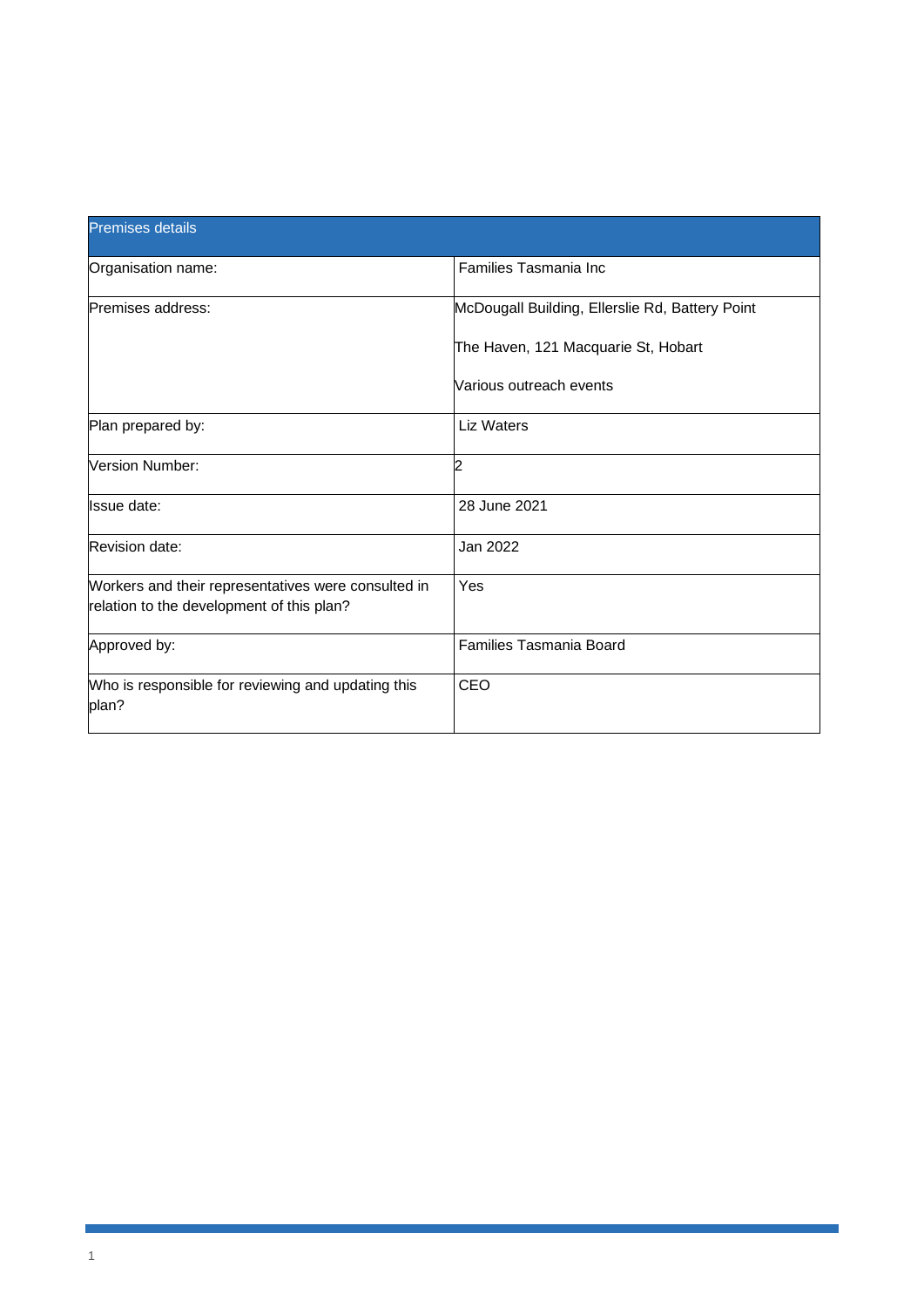| Premises details | |
|---|---|
| Organisation name: | Families Tasmania Inc |
| Premises address: | McDougall Building, Ellerslie Rd, Battery Point<br><br>The Haven, 121 Macquarie St, Hobart<br><br>Various outreach events |
| Plan prepared by: | Liz Waters |
| Version Number: | 2 |
| Issue date: | 28 June 2021 |
| Revision date: | Jan 2022 |
| Workers and their representatives were consulted in relation to the development of this plan? | Yes |
| Approved by: | Families Tasmania Board |
| Who is responsible for reviewing and updating this plan? | CEO |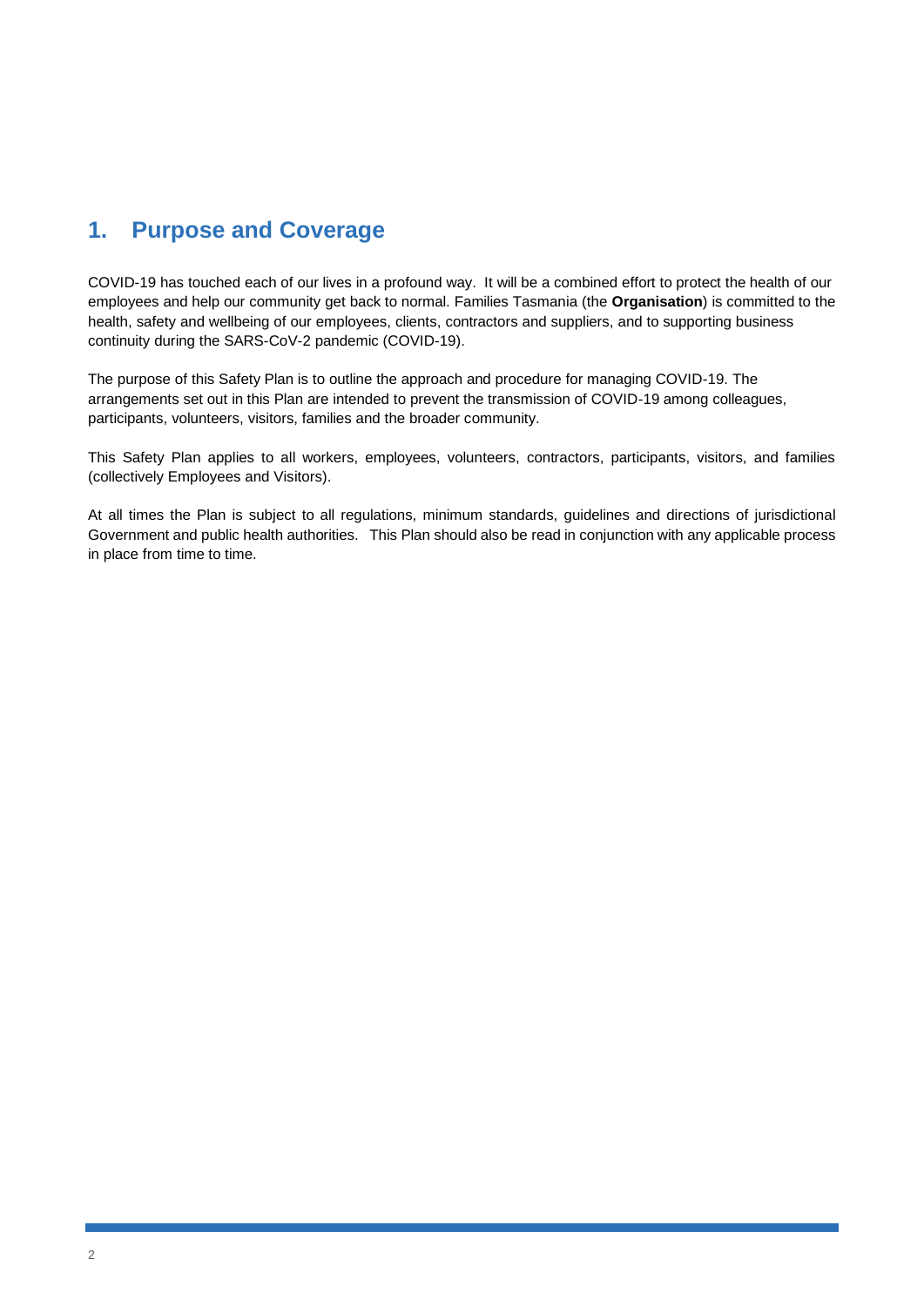# 1. Purpose and Coverage

COVID-19 has touched each of our lives in a profound way. It will be a combined effort to protect the health of our employees and help our community get back to normal. Families Tasmania (the **Organisation**) is committed to the health, safety and wellbeing of our employees, clients, contractors and suppliers, and to supporting business continuity during the SARS-CoV-2 pandemic (COVID-19).

The purpose of this Safety Plan is to outline the approach and procedure for managing COVID-19. The arrangements set out in this Plan are intended to prevent the transmission of COVID-19 among colleagues, participants, volunteers, visitors, families and the broader community.

This Safety Plan applies to all workers, employees, volunteers, contractors, participants, visitors, and families (collectively Employees and Visitors).

At all times the Plan is subject to all regulations, minimum standards, guidelines and directions of jurisdictional Government and public health authorities. This Plan should also be read in conjunction with any applicable process in place from time to time.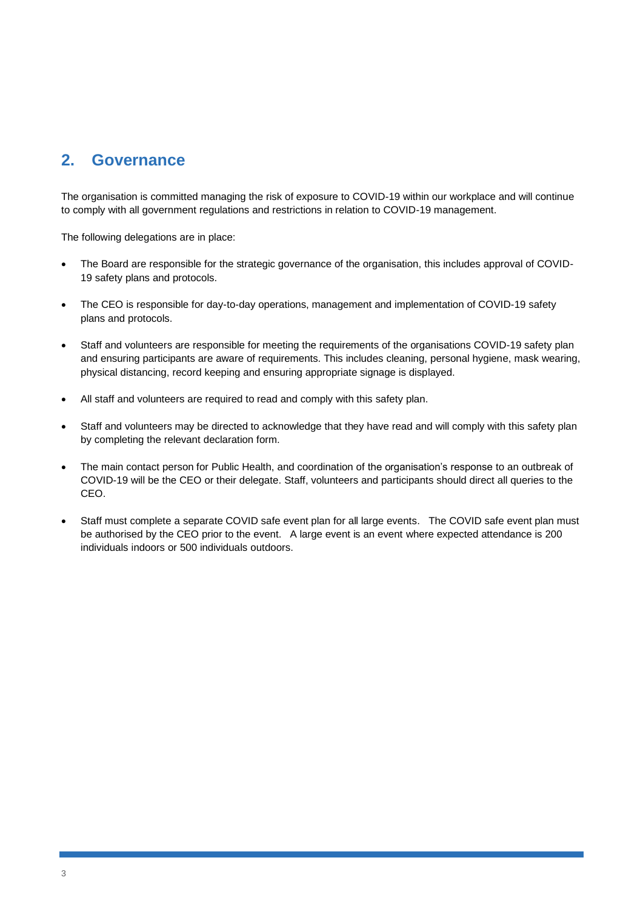## 2. Governance

The organisation is committed managing the risk of exposure to COVID-19 within our workplace and will continue to comply with all government regulations and restrictions in relation to COVID-19 management.

The following delegations are in place:

- The Board are responsible for the strategic governance of the organisation, this includes approval of COVID-19 safety plans and protocols.
- The CEO is responsible for day-to-day operations, management and implementation of COVID-19 safety plans and protocols.
- Staff and volunteers are responsible for meeting the requirements of the organisations COVID-19 safety plan and ensuring participants are aware of requirements. This includes cleaning, personal hygiene, mask wearing, physical distancing, record keeping and ensuring appropriate signage is displayed.
- All staff and volunteers are required to read and comply with this safety plan.
- Staff and volunteers may be directed to acknowledge that they have read and will comply with this safety plan by completing the relevant declaration form.
- The main contact person for Public Health, and coordination of the organisation's response to an outbreak of COVID-19 will be the CEO or their delegate. Staff, volunteers and participants should direct all queries to the CEO.
- Staff must complete a separate COVID safe event plan for all large events. The COVID safe event plan must be authorised by the CEO prior to the event. A large event is an event where expected attendance is 200 individuals indoors or 500 individuals outdoors.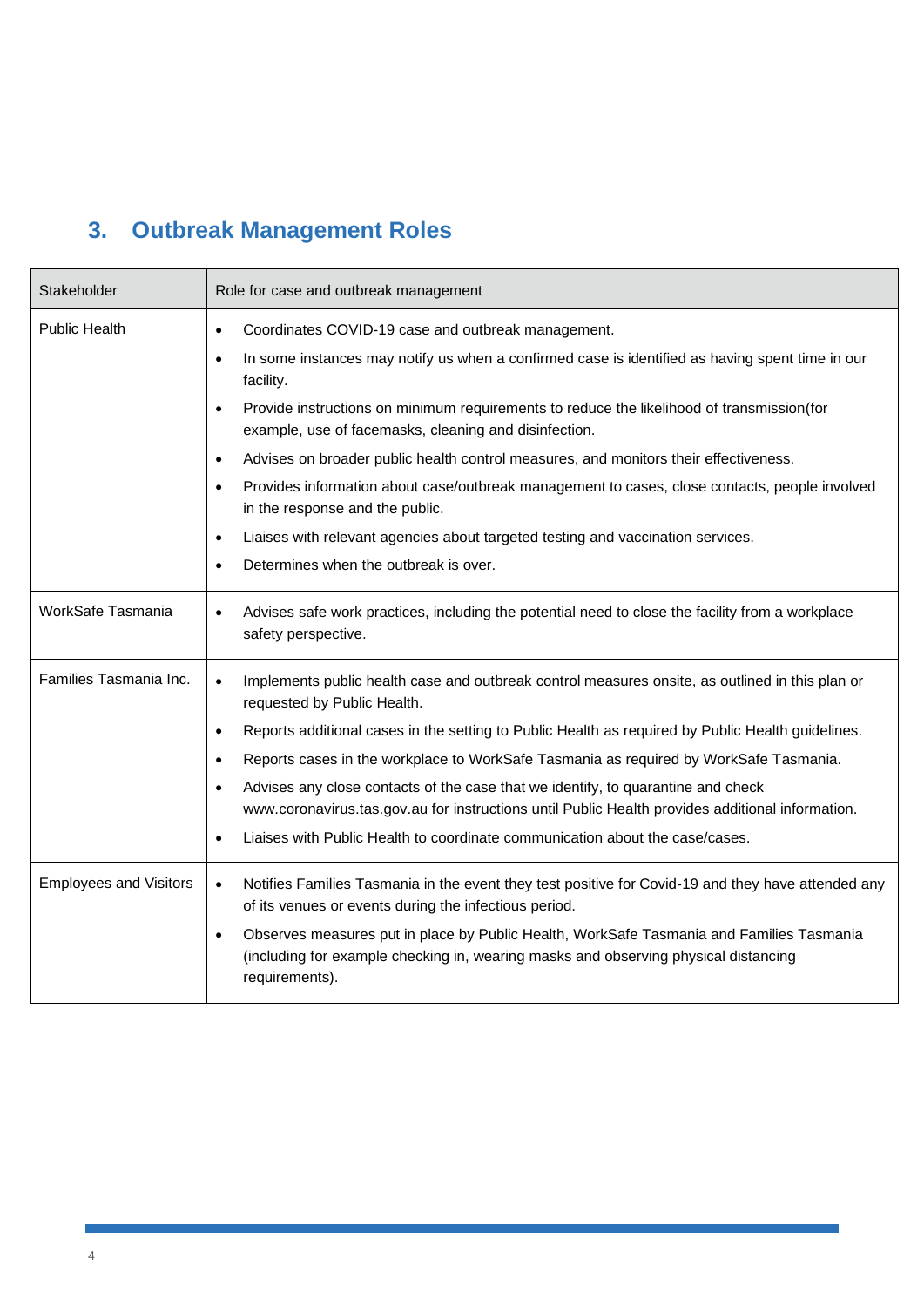## 3. Outbreak Management Roles

| Stakeholder | Role for case and outbreak management |
|---|---|
| Public Health | • Coordinates COVID-19 case and outbreak management.<br>• In some instances may notify us when a confirmed case is identified as having spent time in our facility.<br>• Provide instructions on minimum requirements to reduce the likelihood of transmission(for example, use of facemasks, cleaning and disinfection.<br>• Advises on broader public health control measures, and monitors their effectiveness.<br>• Provides information about case/outbreak management to cases, close contacts, people involved in the response and the public.<br>• Liaises with relevant agencies about targeted testing and vaccination services.<br>• Determines when the outbreak is over. |
| WorkSafe Tasmania | • Advises safe work practices, including the potential need to close the facility from a workplace safety perspective. |
| Families Tasmania Inc. | • Implements public health case and outbreak control measures onsite, as outlined in this plan or requested by Public Health.<br>• Reports additional cases in the setting to Public Health as required by Public Health guidelines.<br>• Reports cases in the workplace to WorkSafe Tasmania as required by WorkSafe Tasmania.<br>• Advises any close contacts of the case that we identify, to quarantine and check www.coronavirus.tas.gov.au for instructions until Public Health provides additional information.<br>• Liaises with Public Health to coordinate communication about the case/cases. |
| Employees and Visitors | • Notifies Families Tasmania in the event they test positive for Covid-19 and they have attended any of its venues or events during the infectious period.<br>• Observes measures put in place by Public Health, WorkSafe Tasmania and Families Tasmania (including for example checking in, wearing masks and observing physical distancing requirements). |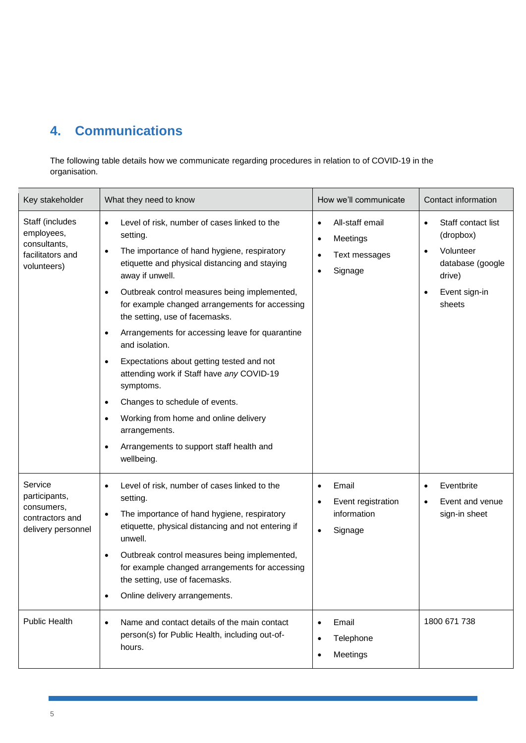## 4. Communications

The following table details how we communicate regarding procedures in relation to of COVID-19 in the organisation.

| Key stakeholder | What they need to know | How we'll communicate | Contact information |
|---|---|---|---|
| Staff (includes employees, consultants, facilitators and volunteers) | • Level of risk, number of cases linked to the setting.<br>• The importance of hand hygiene, respiratory etiquette and physical distancing and staying away if unwell.<br>• Outbreak control measures being implemented, for example changed arrangements for accessing the setting, use of facemasks.<br>• Arrangements for accessing leave for quarantine and isolation.<br>• Expectations about getting tested and not attending work if Staff have *any* COVID-19 symptoms.<br>• Changes to schedule of events.<br>• Working from home and online delivery arrangements.<br>• Arrangements to support staff health and wellbeing. | • All-staff email<br>• Meetings<br>• Text messages<br>• Signage | • Staff contact list (dropbox)<br>• Volunteer database (google drive)<br>• Event sign-in sheets |
| Service participants, consumers, contractors and delivery personnel | • Level of risk, number of cases linked to the setting.<br>• The importance of hand hygiene, respiratory etiquette, physical distancing and not entering if unwell.<br>• Outbreak control measures being implemented, for example changed arrangements for accessing the setting, use of facemasks.<br>• Online delivery arrangements. | • Email<br>• Event registration information<br>• Signage | • Eventbrite<br>• Event and venue sign-in sheet |
| Public Health | • Name and contact details of the main contact person(s) for Public Health, including out-of-hours. | • Email<br>• Telephone<br>• Meetings | 1800 671 738 |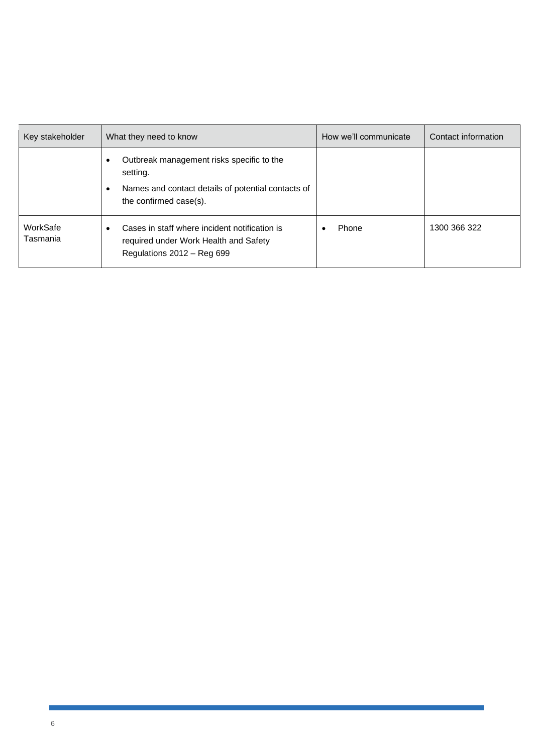| Key stakeholder | What they need to know | How we'll communicate | Contact information |
| --- | --- | --- | --- |
| | • Outbreak management risks specific to the setting.<br>• Names and contact details of potential contacts of the confirmed case(s). | | |
| WorkSafe Tasmania | • Cases in staff where incident notification is required under Work Health and Safety Regulations 2012 – Reg 699 | • Phone | 1300 366 322 |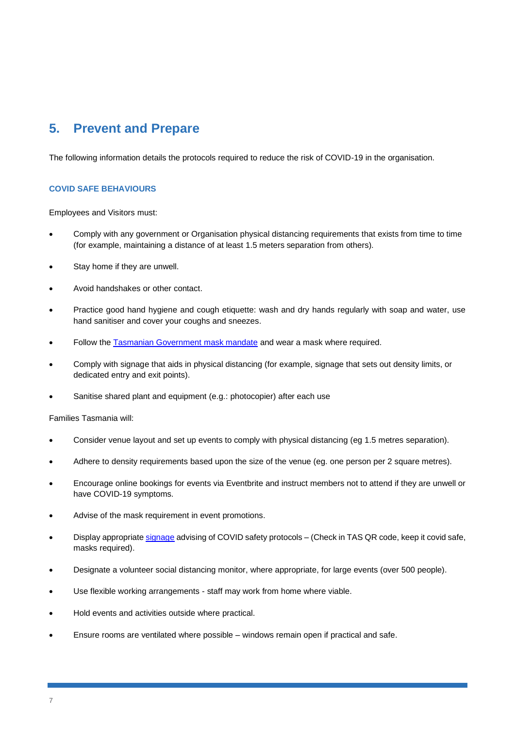# 5. Prevent and Prepare

The following information details the protocols required to reduce the risk of COVID-19 in the organisation.

### COVID SAFE BEHAVIOURS

Employees and Visitors must:

- Comply with any government or Organisation physical distancing requirements that exists from time to time (for example, maintaining a distance of at least 1.5 meters separation from others).
- Stay home if they are unwell.
- Avoid handshakes or other contact.
- Practice good hand hygiene and cough etiquette: wash and dry hands regularly with soap and water, use hand sanitiser and cover your coughs and sneezes.
- Follow the [Tasmanian Government mask mandate]() and wear a mask where required.
- Comply with signage that aids in physical distancing (for example, signage that sets out density limits, or dedicated entry and exit points).
- Sanitise shared plant and equipment (e.g.: photocopier) after each use

Families Tasmania will:

- Consider venue layout and set up events to comply with physical distancing (eg 1.5 metres separation).
- Adhere to density requirements based upon the size of the venue (eg. one person per 2 square metres).
- Encourage online bookings for events via Eventbrite and instruct members not to attend if they are unwell or have COVID-19 symptoms.
- Advise of the mask requirement in event promotions.
- Display appropriate [signage]() advising of COVID safety protocols – (Check in TAS QR code, keep it covid safe, masks required).
- Designate a volunteer social distancing monitor, where appropriate, for large events (over 500 people).
- Use flexible working arrangements - staff may work from home where viable.
- Hold events and activities outside where practical.
- Ensure rooms are ventilated where possible – windows remain open if practical and safe.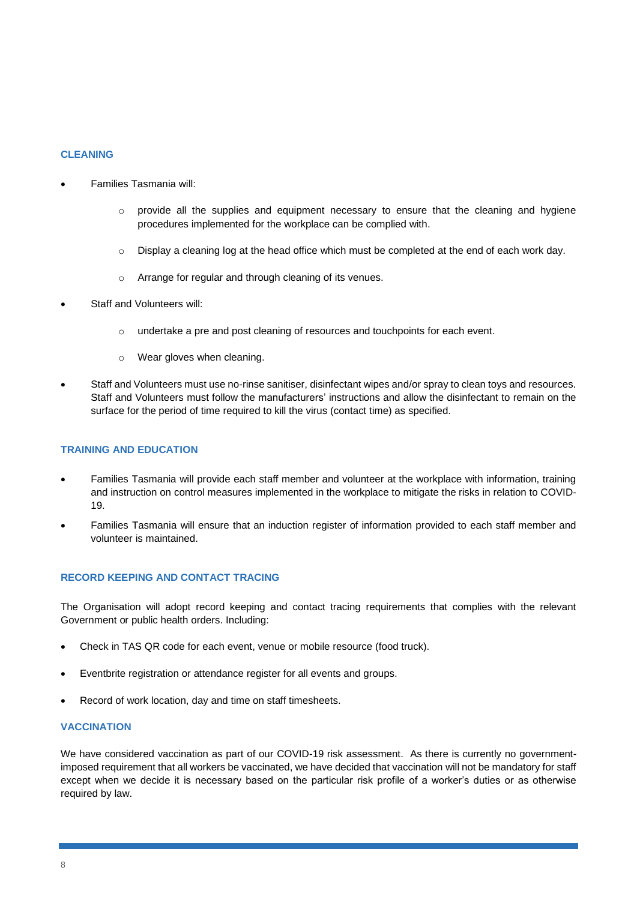## CLEANING

- Families Tasmania will:
    - provide all the supplies and equipment necessary to ensure that the cleaning and hygiene procedures implemented for the workplace can be complied with.
    - Display a cleaning log at the head office which must be completed at the end of each work day.
    - Arrange for regular and through cleaning of its venues.
- Staff and Volunteers will:
    - undertake a pre and post cleaning of resources and touchpoints for each event.
    - Wear gloves when cleaning.
- Staff and Volunteers must use no-rinse sanitiser, disinfectant wipes and/or spray to clean toys and resources. Staff and Volunteers must follow the manufacturers' instructions and allow the disinfectant to remain on the surface for the period of time required to kill the virus (contact time) as specified.

## TRAINING AND EDUCATION

- Families Tasmania will provide each staff member and volunteer at the workplace with information, training and instruction on control measures implemented in the workplace to mitigate the risks in relation to COVID-19.
- Families Tasmania will ensure that an induction register of information provided to each staff member and volunteer is maintained.

## RECORD KEEPING AND CONTACT TRACING

The Organisation will adopt record keeping and contact tracing requirements that complies with the relevant Government or public health orders. Including:

- Check in TAS QR code for each event, venue or mobile resource (food truck).
- Eventbrite registration or attendance register for all events and groups.
- Record of work location, day and time on staff timesheets.

## VACCINATION

We have considered vaccination as part of our COVID-19 risk assessment. As there is currently no government-imposed requirement that all workers be vaccinated, we have decided that vaccination will not be mandatory for staff except when we decide it is necessary based on the particular risk profile of a worker's duties or as otherwise required by law.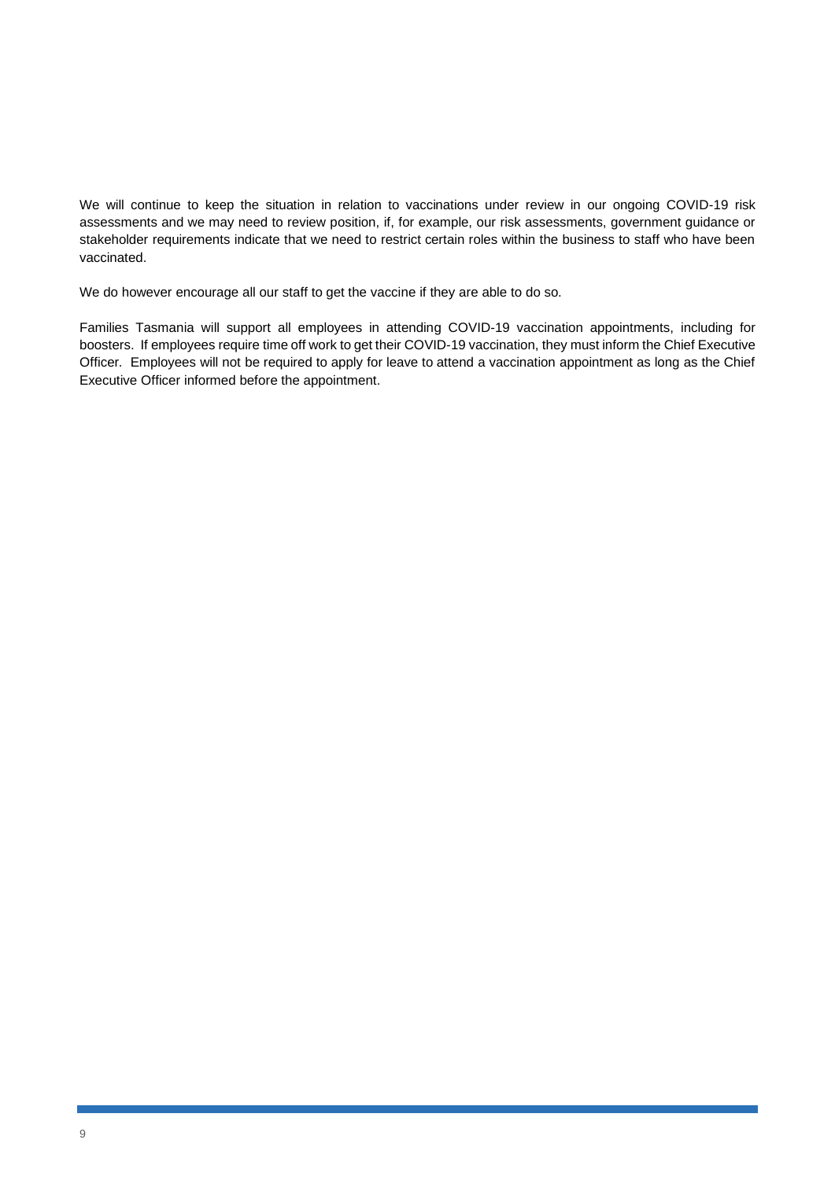We will continue to keep the situation in relation to vaccinations under review in our ongoing COVID-19 risk assessments and we may need to review position, if, for example, our risk assessments, government guidance or stakeholder requirements indicate that we need to restrict certain roles within the business to staff who have been vaccinated.

We do however encourage all our staff to get the vaccine if they are able to do so.

Families Tasmania will support all employees in attending COVID-19 vaccination appointments, including for boosters. If employees require time off work to get their COVID-19 vaccination, they must inform the Chief Executive Officer. Employees will not be required to apply for leave to attend a vaccination appointment as long as the Chief Executive Officer informed before the appointment.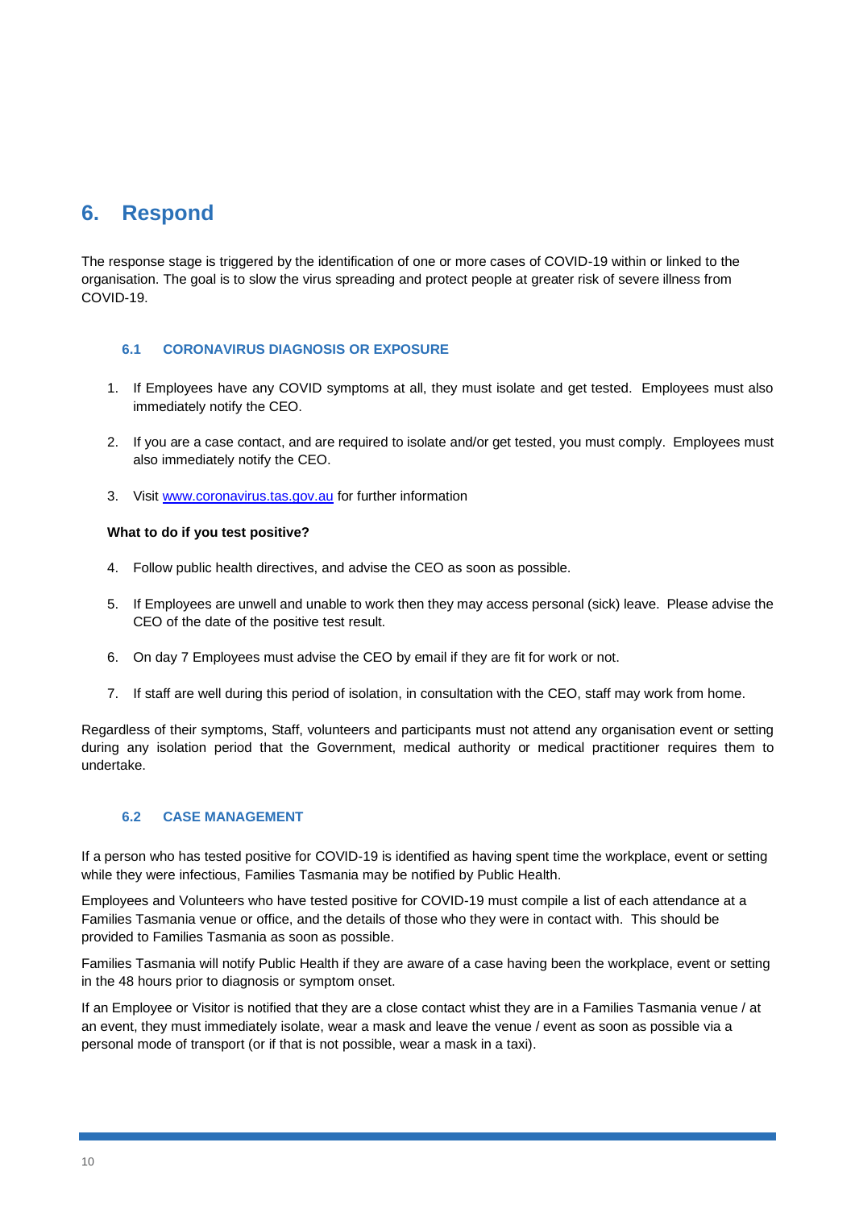# 6. Respond

The response stage is triggered by the identification of one or more cases of COVID-19 within or linked to the organisation. The goal is to slow the virus spreading and protect people at greater risk of severe illness from COVID-19.

## 6.1 CORONAVIRUS DIAGNOSIS OR EXPOSURE

1. If Employees have any COVID symptoms at all, they must isolate and get tested. Employees must also immediately notify the CEO.

2. If you are a case contact, and are required to isolate and/or get tested, you must comply. Employees must also immediately notify the CEO.

3. Visit [www.coronavirus.tas.gov.au](http://www.coronavirus.tas.gov.au) for further information

**What to do if you test positive?**

4. Follow public health directives, and advise the CEO as soon as possible.

5. If Employees are unwell and unable to work then they may access personal (sick) leave. Please advise the CEO of the date of the positive test result.

6. On day 7 Employees must advise the CEO by email if they are fit for work or not.

7. If staff are well during this period of isolation, in consultation with the CEO, staff may work from home.

Regardless of their symptoms, Staff, volunteers and participants must not attend any organisation event or setting during any isolation period that the Government, medical authority or medical practitioner requires them to undertake.

## 6.2 CASE MANAGEMENT

If a person who has tested positive for COVID-19 is identified as having spent time the workplace, event or setting while they were infectious, Families Tasmania may be notified by Public Health.

Employees and Volunteers who have tested positive for COVID-19 must compile a list of each attendance at a Families Tasmania venue or office, and the details of those who they were in contact with. This should be provided to Families Tasmania as soon as possible.

Families Tasmania will notify Public Health if they are aware of a case having been the workplace, event or setting in the 48 hours prior to diagnosis or symptom onset.

If an Employee or Visitor is notified that they are a close contact whist they are in a Families Tasmania venue / at an event, they must immediately isolate, wear a mask and leave the venue / event as soon as possible via a personal mode of transport (or if that is not possible, wear a mask in a taxi).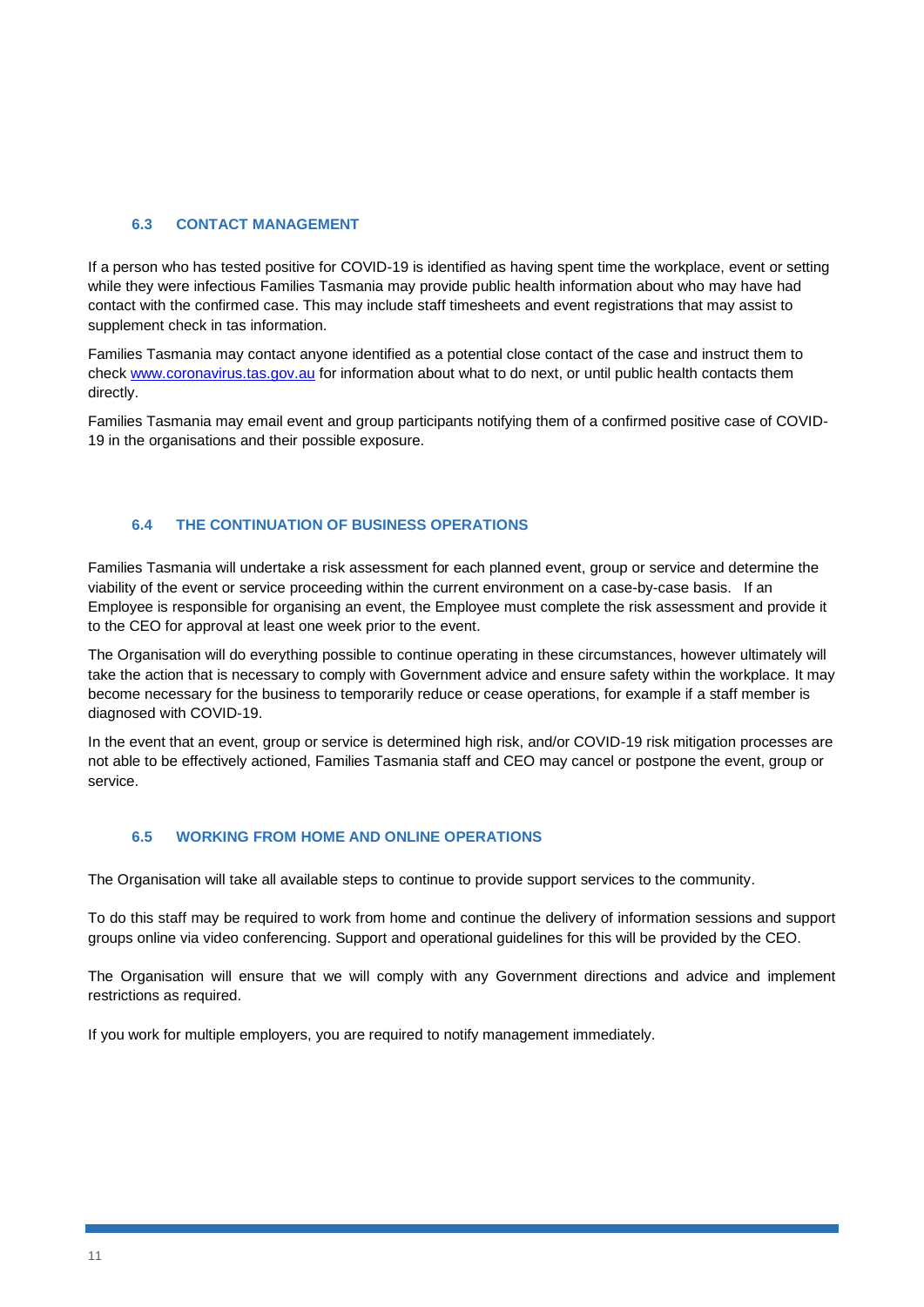### 6.3 CONTACT MANAGEMENT

If a person who has tested positive for COVID-19 is identified as having spent time the workplace, event or setting while they were infectious Families Tasmania may provide public health information about who may have had contact with the confirmed case. This may include staff timesheets and event registrations that may assist to supplement check in tas information.

Families Tasmania may contact anyone identified as a potential close contact of the case and instruct them to check [www.coronavirus.tas.gov.au](http://www.coronavirus.tas.gov.au) for information about what to do next, or until public health contacts them directly.

Families Tasmania may email event and group participants notifying them of a confirmed positive case of COVID-19 in the organisations and their possible exposure.

### 6.4 THE CONTINUATION OF BUSINESS OPERATIONS

Families Tasmania will undertake a risk assessment for each planned event, group or service and determine the viability of the event or service proceeding within the current environment on a case-by-case basis. If an Employee is responsible for organising an event, the Employee must complete the risk assessment and provide it to the CEO for approval at least one week prior to the event.

The Organisation will do everything possible to continue operating in these circumstances, however ultimately will take the action that is necessary to comply with Government advice and ensure safety within the workplace. It may become necessary for the business to temporarily reduce or cease operations, for example if a staff member is diagnosed with COVID-19.

In the event that an event, group or service is determined high risk, and/or COVID-19 risk mitigation processes are not able to be effectively actioned, Families Tasmania staff and CEO may cancel or postpone the event, group or service.

### 6.5 WORKING FROM HOME AND ONLINE OPERATIONS

The Organisation will take all available steps to continue to provide support services to the community.

To do this staff may be required to work from home and continue the delivery of information sessions and support groups online via video conferencing. Support and operational guidelines for this will be provided by the CEO.

The Organisation will ensure that we will comply with any Government directions and advice and implement restrictions as required.

If you work for multiple employers, you are required to notify management immediately.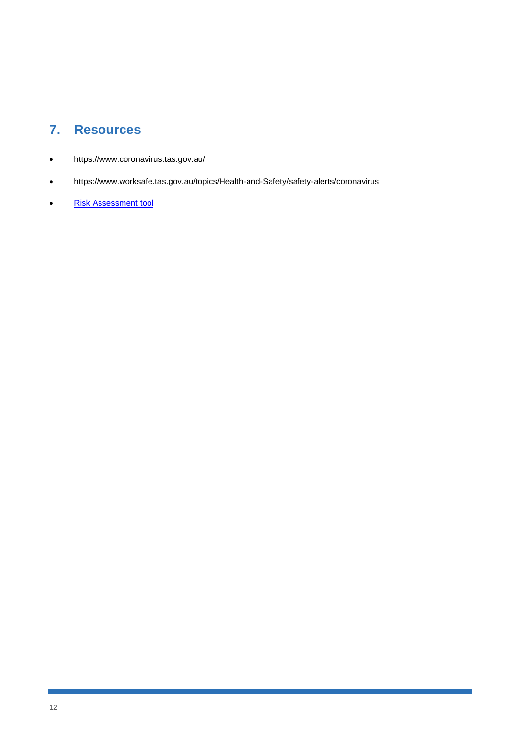## 7. Resources

- https://www.coronavirus.tas.gov.au/
- https://www.worksafe.tas.gov.au/topics/Health-and-Safety/safety-alerts/coronavirus
- Risk Assessment tool